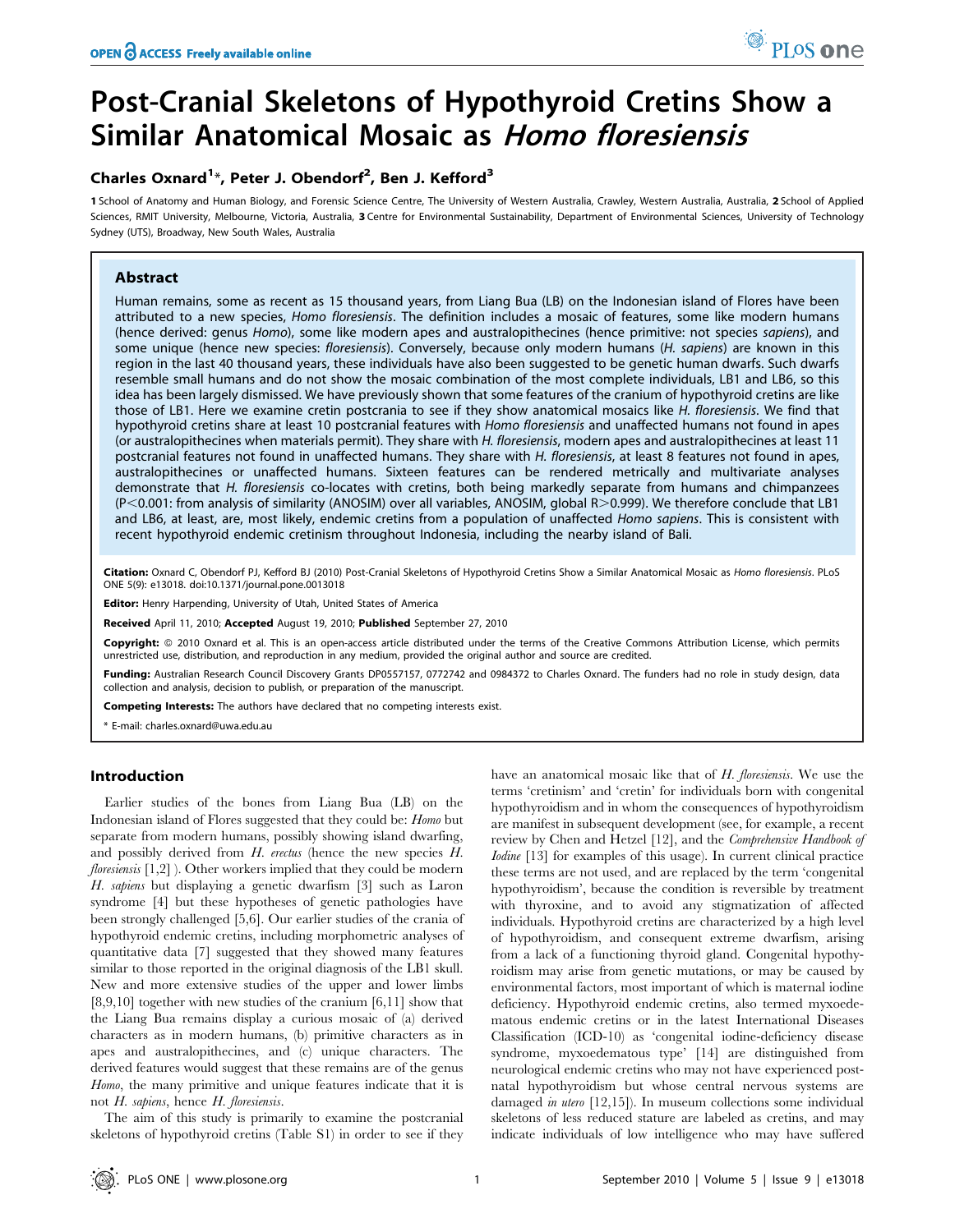# Post-Cranial Skeletons of Hypothyroid Cretins Show a Similar Anatomical Mosaic as *Homo floresiensis*

**Charles Oxnard[1]\*, Peter J. Obendorf[2], Ben J. Kefford[3]**

1 School of Anatomy and Human Biology, and Forensic Science Centre, The University of Western Australia, Crawley, Western Australia, Australia, 2 School of Applied Sciences, RMIT University, Melbourne, Victoria, Australia, 3 Centre for Environmental Sustainability, Department of Environmental Sciences, University of Technology Sydney (UTS), Broadway, New South Wales, Australia

## Abstract

Human remains, some as recent as 15 thousand years, from Liang Bua (LB) on the Indonesian island of Flores have been attributed to a new species, *Homo floresiensis*. The definition includes a mosaic of features, some like modern humans (hence derived: genus *Homo*), some like modern apes and australopithecines (hence primitive: not species *sapiens*), and some unique (hence new species: *floresiensis*). Conversely, because only modern humans (*H. sapiens*) are known in this region in the last 40 thousand years, these individuals have also been suggested to be genetic human dwarfs. Such dwarfs resemble small humans and do not show the mosaic combination of the most complete individuals, LB1 and LB6, so this idea has been largely dismissed. We have previously shown that some features of the cranium of hypothyroid cretins are like those of LB1. Here we examine cretin postcrania to see if they show anatomical mosaics like *H. floresiensis*. We find that hypothyroid cretins share at least 10 postcranial features with *Homo floresiensis* and unaffected humans not found in apes (or australopithecines when materials permit). They share with *H. floresiensis*, modern apes and australopithecines at least 11 postcranial features not found in unaffected humans. They share with *H. floresiensis*, at least 8 features not found in apes, australopithecines or unaffected humans. Sixteen features can be rendered metrically and multivariate analyses demonstrate that *H. floresiensis* co-locates with cretins, both being markedly separate from humans and chimpanzees ($P<0.001$: from analysis of similarity (ANOSIM) over all variables, ANOSIM, global $R>0.999$). We therefore conclude that LB1 and LB6, at least, are, most likely, endemic cretins from a population of unaffected *Homo sapiens*. This is consistent with recent hypothyroid endemic cretinism throughout Indonesia, including the nearby island of Bali.

**Citation:** Oxnard C, Obendorf PJ, Kefford BJ (2010) Post-Cranial Skeletons of Hypothyroid Cretins Show a Similar Anatomical Mosaic as *Homo floresiensis*. PLoS ONE 5(9): e13018. doi:10.1371/journal.pone.0013018

**Editor:** Henry Harpending, University of Utah, United States of America

**Received** April 11, 2010; **Accepted** August 19, 2010; **Published** September 27, 2010

**Copyright:** © 2010 Oxnard et al. This is an open-access article distributed under the terms of the Creative Commons Attribution License, which permits unrestricted use, distribution, and reproduction in any medium, provided the original author and source are credited.

**Funding:** Australian Research Council Discovery Grants DP0557157, 0772742 and 0984372 to Charles Oxnard. The funders had no role in study design, data collection and analysis, decision to publish, or preparation of the manuscript.

**Competing Interests:** The authors have declared that no competing interests exist.

\* E-mail: charles.oxnard@uwa.edu.au

## Introduction

Earlier studies of the bones from Liang Bua (LB) on the Indonesian island of Flores suggested that they could be: *Homo* but separate from modern humans, possibly showing island dwarfing, and possibly derived from *H. erectus* (hence the new species *H. floresiensis* [1,2] ). Other workers implied that they could be modern *H. sapiens* but displaying a genetic dwarfism [3] such as Laron syndrome [4] but these hypotheses of genetic pathologies have been strongly challenged [5,6]. Our earlier studies of the crania of hypothyroid endemic cretins, including morphometric analyses of quantitative data [7] suggested that they showed many features similar to those reported in the original diagnosis of the LB1 skull. New and more extensive studies of the upper and lower limbs [8,9,10] together with new studies of the cranium [6,11] show that the Liang Bua remains display a curious mosaic of (a) derived characters as in modern humans, (b) primitive characters as in apes and australopithecines, and (c) unique characters. The derived features would suggest that these remains are of the genus *Homo*, the many primitive and unique features indicate that it is not *H. sapiens*, hence *H. floresiensis*.

The aim of this study is primarily to examine the postcranial skeletons of hypothyroid cretins (Table S1) in order to see if they have an anatomical mosaic like that of *H. floresiensis*. We use the terms 'cretinism' and 'cretin' for individuals born with congenital hypothyroidism and in whom the consequences of hypothyroidism are manifest in subsequent development (see, for example, a recent review by Chen and Hetzel [12], and the *Comprehensive Handbook of Iodine* [13] for examples of this usage). In current clinical practice these terms are not used, and are replaced by the term 'congenital hypothyroidism', because the condition is reversible by treatment with thyroxine, and to avoid any stigmatization of affected individuals. Hypothyroid cretins are characterized by a high level of hypothyroidism, and consequent extreme dwarfism, arising from a lack of a functioning thyroid gland. Congenital hypothyroidism may arise from genetic mutations, or may be caused by environmental factors, most important of which is maternal iodine deficiency. Hypothyroid endemic cretins, also termed myxoedematous endemic cretins or in the latest International Diseases Classification (ICD-10) as 'congenital iodine-deficiency disease syndrome, myxoedematous type' [14] are distinguished from neurological endemic cretins who may not have experienced postnatal hypothyroidism but whose central nervous systems are damaged *in utero* [12,15]). In museum collections some individual skeletons of less reduced stature are labeled as cretins, and may indicate individuals of low intelligence who may have suffered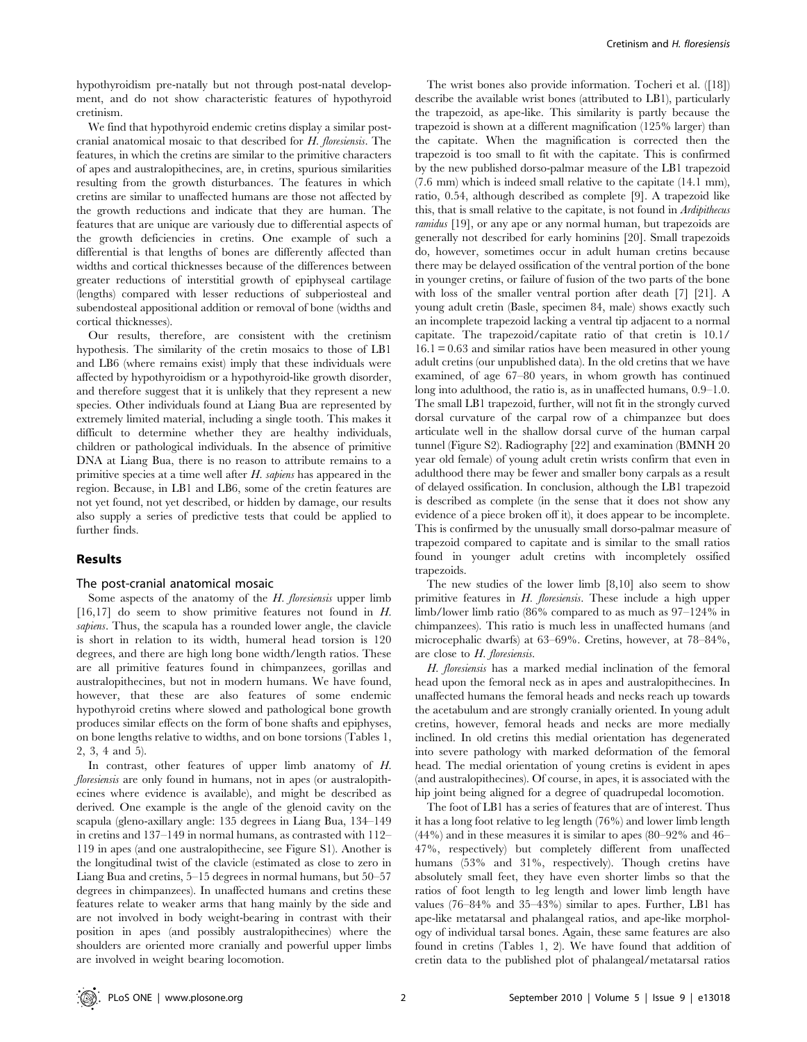hypothyroidism pre-natally but not through post-natal development, and do not show characteristic features of hypothyroid cretinism.

We find that hypothyroid endemic cretins display a similar post-cranial anatomical mosaic to that described for *H. floresiensis*. The features, in which the cretins are similar to the primitive characters of apes and australopithecines, are, in cretins, spurious similarities resulting from the growth disturbances. The features in which cretins are similar to unaffected humans are those not affected by the growth reductions and indicate that they are human. The features that are unique are variously due to differential aspects of the growth deficiencies in cretins. One example of such a differential is that lengths of bones are differently affected than widths and cortical thicknesses because of the differences between greater reductions of interstitial growth of epiphyseal cartilage (lengths) compared with lesser reductions of subperiosteal and subendosteal appositional addition or removal of bone (widths and cortical thicknesses).

Our results, therefore, are consistent with the cretinism hypothesis. The similarity of the cretin mosaics to those of LB1 and LB6 (where remains exist) imply that these individuals were affected by hypothyroidism or a hypothyroid-like growth disorder, and therefore suggest that it is unlikely that they represent a new species. Other individuals found at Liang Bua are represented by extremely limited material, including a single tooth. This makes it difficult to determine whether they are healthy individuals, children or pathological individuals. In the absence of primitive DNA at Liang Bua, there is no reason to attribute remains to a primitive species at a time well after *H. sapiens* has appeared in the region. Because, in LB1 and LB6, some of the cretin features are not yet found, not yet described, or hidden by damage, our results also supply a series of predictive tests that could be applied to further finds.

## Results

### The post-cranial anatomical mosaic

Some aspects of the anatomy of the *H. floresiensis* upper limb [16,17] do seem to show primitive features not found in *H. sapiens*. Thus, the scapula has a rounded lower angle, the clavicle is short in relation to its width, humeral head torsion is 120 degrees, and there are high long bone width/length ratios. These are all primitive features found in chimpanzees, gorillas and australopithecines, but not in modern humans. We have found, however, that these are also features of some endemic hypothyroid cretins where slowed and pathological bone growth produces similar effects on the form of bone shafts and epiphyses, on bone lengths relative to widths, and on bone torsions (Tables 1, 2, 3, 4 and 5).

In contrast, other features of upper limb anatomy of *H. floresiensis* are only found in humans, not in apes (or australopithecines where evidence is available), and might be described as derived. One example is the angle of the glenoid cavity on the scapula (gleno-axillary angle: 135 degrees in Liang Bua, 134–149 in cretins and 137–149 in normal humans, as contrasted with 112–119 in apes (and one australopithecine, see Figure S1). Another is the longitudinal twist of the clavicle (estimated as close to zero in Liang Bua and cretins, 5–15 degrees in normal humans, but 50–57 degrees in chimpanzees). In unaffected humans and cretins these features relate to weaker arms that hang mainly by the side and are not involved in body weight-bearing in contrast with their position in apes (and possibly australopithecines) where the shoulders are oriented more cranially and powerful upper limbs are involved in weight bearing locomotion.

The wrist bones also provide information. Tocheri et al. ([18]) describe the available wrist bones (attributed to LB1), particularly the trapezoid, as ape-like. This similarity is partly because the trapezoid is shown at a different magnification (125% larger) than the capitate. When the magnification is corrected then the trapezoid is too small to fit with the capitate. This is confirmed by the new published dorso-palmar measure of the LB1 trapezoid (7.6 mm) which is indeed small relative to the capitate (14.1 mm), ratio, 0.54, although described as complete [9]. A trapezoid like this, that is small relative to the capitate, is not found in *Ardipithecus ramidus* [19], or any ape or any normal human, but trapezoids are generally not described for early hominins [20]. Small trapezoids do, however, sometimes occur in adult human cretins because there may be delayed ossification of the ventral portion of the bone in younger cretins, or failure of fusion of the two parts of the bone with loss of the smaller ventral portion after death [7] [21]. A young adult cretin (Basle, specimen 84, male) shows exactly such an incomplete trapezoid lacking a ventral tip adjacent to a normal capitate. The trapezoid/capitate ratio of that cretin is 10.1/16.1 = 0.63 and similar ratios have been measured in other young adult cretins (our unpublished data). In the old cretins that we have examined, of age 67–80 years, in whom growth has continued long into adulthood, the ratio is, as in unaffected humans, 0.9–1.0. The small LB1 trapezoid, further, will not fit in the strongly curved dorsal curvature of the carpal row of a chimpanzee but does articulate well in the shallow dorsal curve of the human carpal tunnel (Figure S2). Radiography [22] and examination (BMNH 20 year old female) of young adult cretin wrists confirm that even in adulthood there may be fewer and smaller bony carpals as a result of delayed ossification. In conclusion, although the LB1 trapezoid is described as complete (in the sense that it does not show any evidence of a piece broken off it), it does appear to be incomplete. This is confirmed by the unusually small dorso-palmar measure of trapezoid compared to capitate and is similar to the small ratios found in younger adult cretins with incompletely ossified trapezoids.

The new studies of the lower limb [8,10] also seem to show primitive features in *H. floresiensis*. These include a high upper limb/lower limb ratio (86% compared to as much as 97–124% in chimpanzees). This ratio is much less in unaffected humans (and microcephalic dwarfs) at 63–69%. Cretins, however, at 78–84%, are close to *H. floresiensis*.

*H. floresiensis* has a marked medial inclination of the femoral head upon the femoral neck as in apes and australopithecines. In unaffected humans the femoral heads and necks reach up towards the acetabulum and are strongly cranially oriented. In young adult cretins, however, femoral heads and necks are more medially inclined. In old cretins this medial orientation has degenerated into severe pathology with marked deformation of the femoral head. The medial orientation of young cretins is evident in apes (and australopithecines). Of course, in apes, it is associated with the hip joint being aligned for a degree of quadrupedal locomotion.

The foot of LB1 has a series of features that are of interest. Thus it has a long foot relative to leg length (76%) and lower limb length (44%) and in these measures it is similar to apes (80–92% and 46–47%, respectively) but completely different from unaffected humans (53% and 31%, respectively). Though cretins have absolutely small feet, they have even shorter limbs so that the ratios of foot length to leg length and lower limb length have values (76–84% and 35–43%) similar to apes. Further, LB1 has ape-like metatarsal and phalangeal ratios, and ape-like morphology of individual tarsal bones. Again, these same features are also found in cretins (Tables 1, 2). We have found that addition of cretin data to the published plot of phalangeal/metatarsal ratios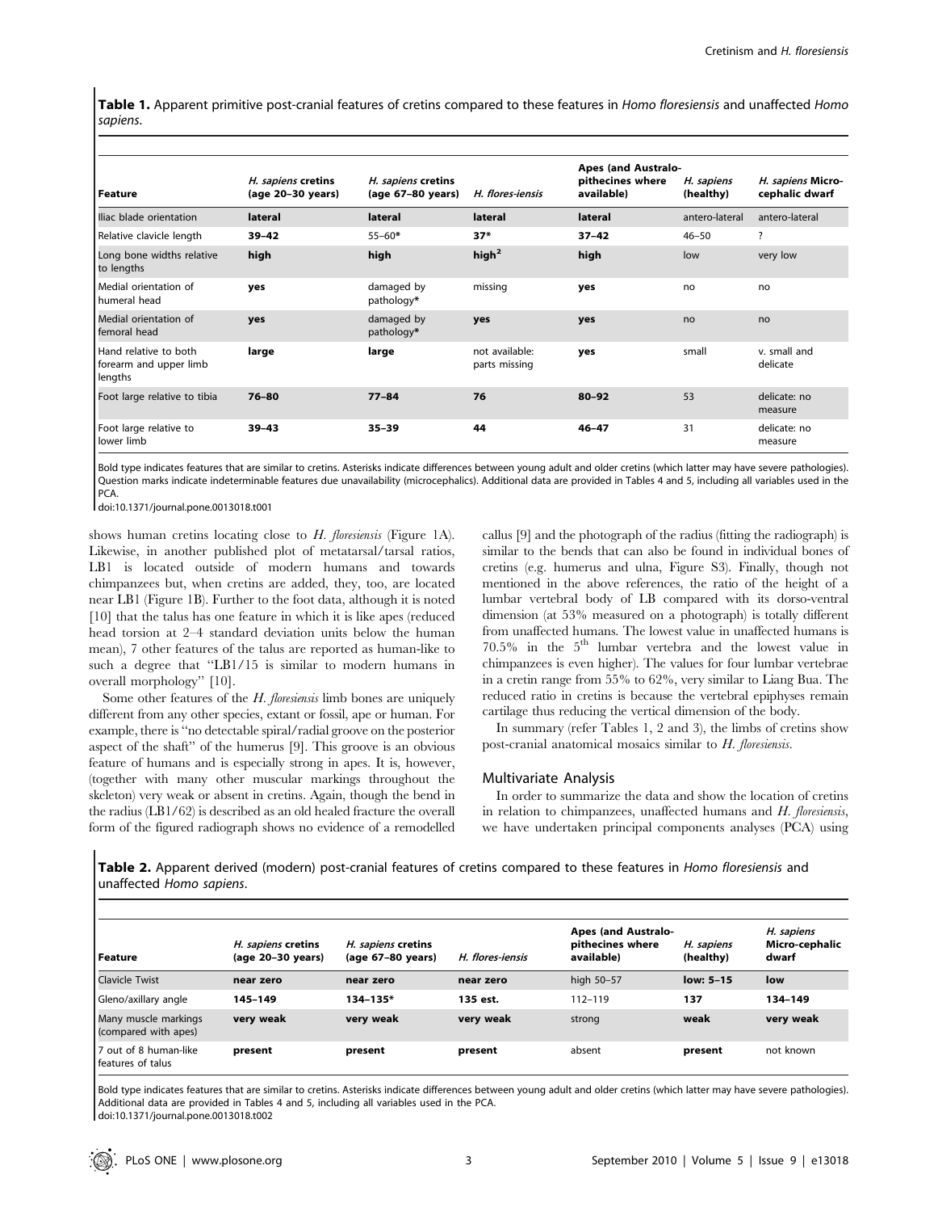**Table 1.** Apparent primitive post-cranial features of cretins compared to these features in *Homo floresiensis* and unaffected *Homo sapiens*.

| Feature | *H. sapiens* cretins (age 20–30 years) | *H. sapiens* cretins (age 67–80 years) | *H. flores-iensis* | Apes (and Australo-pithecines where available) | *H. sapiens* (healthy) | *H. sapiens* Micro-cephalic dwarf |
|---|---|---|---|---|---|---|
| Iliac blade orientation | **lateral** | **lateral** | **lateral** | **lateral** | antero-lateral | antero-lateral |
| Relative clavicle length | **39–42** | 55–60* | **37*** | **37–42** | 46–50 | ? |
| Long bone widths relative to lengths | **high** | **high** | **high²** | **high** | low | very low |
| Medial orientation of humeral head | **yes** | damaged by pathology* | missing | **yes** | no | no |
| Medial orientation of femoral head | **yes** | damaged by pathology* | **yes** | **yes** | no | no |
| Hand relative to both forearm and upper limb lengths | **large** | **large** | not available: parts missing | **yes** | small | v. small and delicate |
| Foot large relative to tibia | **76–80** | **77–84** | **76** | **80–92** | 53 | delicate: no measure |
| Foot large relative to lower limb | **39–43** | **35–39** | **44** | **46–47** | 31 | delicate: no measure |

Bold type indicates features that are similar to cretins. Asterisks indicate differences between young adult and older cretins (which latter may have severe pathologies). Question marks indicate indeterminable features due unavailability (microcephalics). Additional data are provided in Tables 4 and 5, including all variables used in the PCA.

doi:10.1371/journal.pone.0013018.t001

shows human cretins locating close to *H. floresiensis* (Figure 1A). Likewise, in another published plot of metatarsal/tarsal ratios, LB1 is located outside of modern humans and towards chimpanzees but, when cretins are added, they, too, are located near LB1 (Figure 1B). Further to the foot data, although it is noted [10] that the talus has one feature in which it is like apes (reduced head torsion at 2–4 standard deviation units below the human mean), 7 other features of the talus are reported as human-like to such a degree that "LB1/15 is similar to modern humans in overall morphology" [10].

Some other features of the *H. floresiensis* limb bones are uniquely different from any other species, extant or fossil, ape or human. For example, there is "no detectable spiral/radial groove on the posterior aspect of the shaft" of the humerus [9]. This groove is an obvious feature of humans and is especially strong in apes. It is, however, (together with many other muscular markings throughout the skeleton) very weak or absent in cretins. Again, though the bend in the radius (LB1/62) is described as an old healed fracture the overall form of the figured radiograph shows no evidence of a remodelled callus [9] and the photograph of the radius (fitting the radiograph) is similar to the bends that can also be found in individual bones of cretins (e.g. humerus and ulna, Figure S3). Finally, though not mentioned in the above references, the ratio of the height of a lumbar vertebral body of LB compared with its dorso-ventral dimension (at 53% measured on a photograph) is totally different from unaffected humans. The lowest value in unaffected humans is 70.5% in the 5th lumbar vertebra and the lowest value in chimpanzees is even higher). The values for four lumbar vertebrae in a cretin range from 55% to 62%, very similar to Liang Bua. The reduced ratio in cretins is because the vertebral epiphyses remain cartilage thus reducing the vertical dimension of the body.

In summary (refer Tables 1, 2 and 3), the limbs of cretins show post-cranial anatomical mosaics similar to *H. floresiensis*.

## Multivariate Analysis

In order to summarize the data and show the location of cretins in relation to chimpanzees, unaffected humans and *H. floresiensis*, we have undertaken principal components analyses (PCA) using

**Table 2.** Apparent derived (modern) post-cranial features of cretins compared to these features in *Homo floresiensis* and unaffected *Homo sapiens*.

| Feature | *H. sapiens* cretins (age 20–30 years) | *H. sapiens* cretins (age 67–80 years) | *H. flores-iensis* | Apes (and Australo-pithecines where available) | *H. sapiens* (healthy) | *H. sapiens* Micro-cephalic dwarf |
|---|---|---|---|---|---|---|
| Clavicle Twist | **near zero** | **near zero** | **near zero** | high 50–57 | **low: 5–15** | **low** |
| Gleno/axillary angle | **145–149** | **134–135*** | **135 est.** | 112–119 | **137** | **134–149** |
| Many muscle markings (compared with apes) | **very weak** | **very weak** | **very weak** | strong | **weak** | **very weak** |
| 7 out of 8 human-like features of talus | **present** | **present** | **present** | absent | **present** | not known |

Bold type indicates features that are similar to cretins. Asterisks indicate differences between young adult and older cretins (which latter may have severe pathologies). Additional data are provided in Tables 4 and 5, including all variables used in the PCA.

doi:10.1371/journal.pone.0013018.t002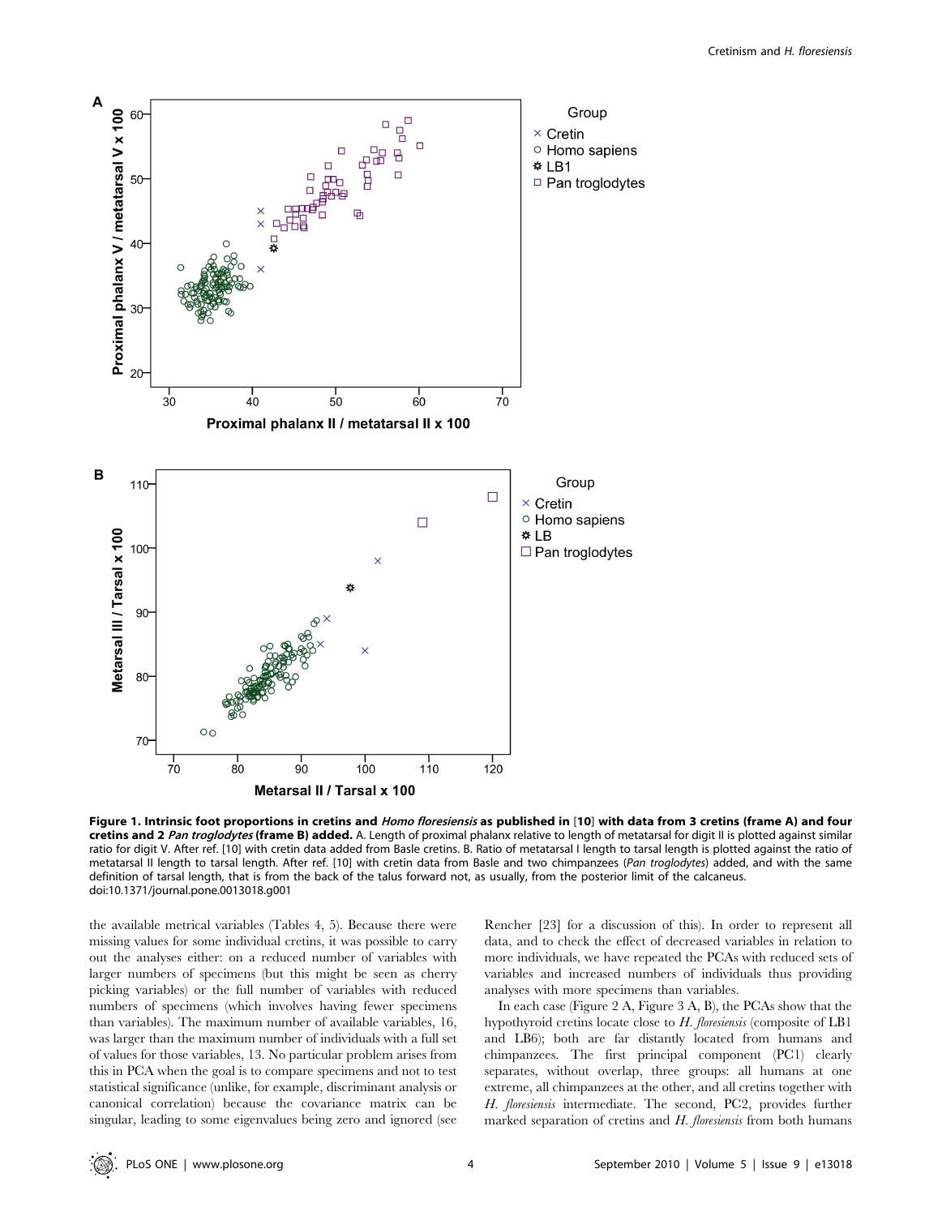**Figure 1. Intrinsic foot proportions in cretins and *Homo floresiensis* as published in [10] with data from 3 cretins (frame A) and four cretins and 2 *Pan troglodytes* (frame B) added.** A. Length of proximal phalanx relative to length of metatarsal for digit II is plotted against similar ratio for digit V. After ref. [10] with cretin data added from Basle cretins. B. Ratio of metatarsal I length to tarsal length is plotted against the ratio of metatarsal II length to tarsal length. After ref. [10] with cretin data from Basle and two chimpanzees (*Pan troglodytes*) added, and with the same definition of tarsal length, that is from the back of the talus forward not, as usually, from the posterior limit of the calcaneus.
doi:10.1371/journal.pone.0013018.g001

the available metrical variables (Tables 4, 5). Because there were missing values for some individual cretins, it was possible to carry out the analyses either: on a reduced number of variables with larger numbers of specimens (but this might be seen as cherry picking variables) or the full number of variables with reduced numbers of specimens (which involves having fewer specimens than variables). The maximum number of available variables, 16, was larger than the maximum number of individuals with a full set of values for those variables, 13. No particular problem arises from this in PCA when the goal is to compare specimens and not to test statistical significance (unlike, for example, discriminant analysis or canonical correlation) because the covariance matrix can be singular, leading to some eigenvalues being zero and ignored (see Rencher [23] for a discussion of this). In order to represent all data, and to check the effect of decreased variables in relation to more individuals, we have repeated the PCAs with reduced sets of variables and increased numbers of individuals thus providing analyses with more specimens than variables.

In each case (Figure 2 A, Figure 3 A, B), the PCAs show that the hypothyroid cretins locate close to *H. floresiensis* (composite of LB1 and LB6); both are far distantly located from humans and chimpanzees. The first principal component (PC1) clearly separates, without overlap, three groups: all humans at one extreme, all chimpanzees at the other, and all cretins together with *H. floresiensis* intermediate. The second, PC2, provides further marked separation of cretins and *H. floresiensis* from both humans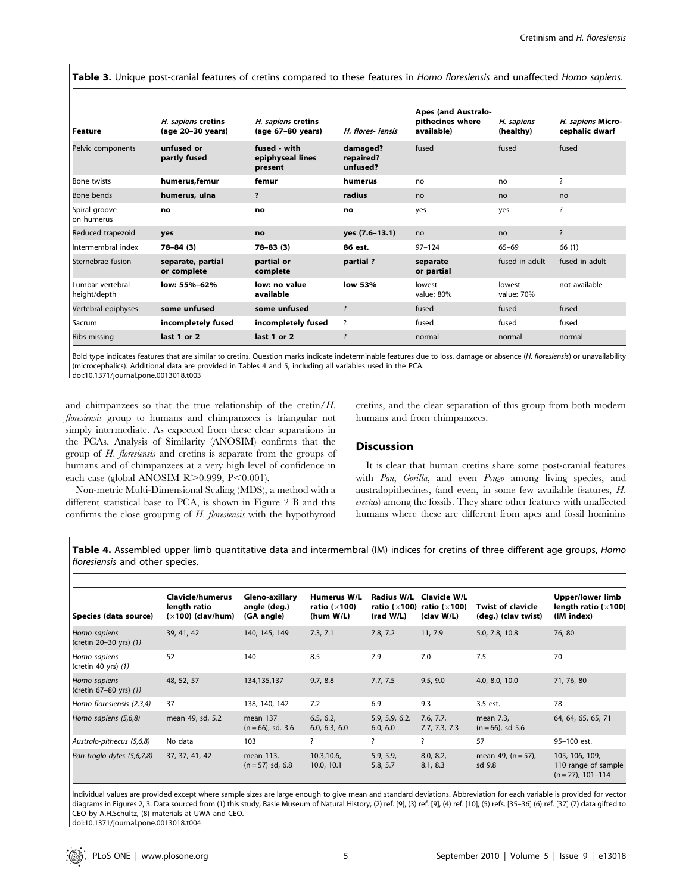**Table 3.** Unique post-cranial features of cretins compared to these features in *Homo floresiensis* and unaffected *Homo sapiens*.

| Feature | *H. sapiens* cretins (age 20–30 years) | *H. sapiens* cretins (age 67–80 years) | *H. flores- iensis* | Apes (and Australo-pithecines where available) | *H. sapiens* (healthy) | *H. sapiens* Micro-cephalic dwarf |
|---|---|---|---|---|---|---|
| Pelvic components | **unfused or partly fused** | **fused - with epiphyseal lines present** | **damaged? repaired? unfused?** | fused | fused | fused |
| Bone twists | **humerus,femur** | **femur** | **humerus** | no | no | ? |
| Bone bends | **humerus, ulna** | **?** | **radius** | no | no | no |
| Spiral groove on humerus | **no** | **no** | **no** | yes | yes | ? |
| Reduced trapezoid | **yes** | **no** | **yes (7.6–13.1)** | no | no | ? |
| Intermembral index | **78–84 (3)** | **78–83 (3)** | **86 est.** | 97–124 | 65–69 | 66 (1) |
| Sternebrae fusion | **separate, partial or complete** | **partial or complete** | **partial ?** | **separate or partial** | fused in adult | fused in adult |
| Lumbar vertebral height/depth | **low: 55%–62%** | **low: no value available** | **low 53%** | lowest value: 80% | lowest value: 70% | not available |
| Vertebral epiphyses | **some unfused** | **some unfused** | ? | fused | fused | fused |
| Sacrum | **incompletely fused** | **incompletely fused** | ? | fused | fused | fused |
| Ribs missing | **last 1 or 2** | **last 1 or 2** | ? | normal | normal | normal |

Bold type indicates features that are similar to cretins. Question marks indicate indeterminable features due to loss, damage or absence (*H. floresiensis*) or unavailability (microcephalics). Additional data are provided in Tables 4 and 5, including all variables used in the PCA.
doi:10.1371/journal.pone.0013018.t003

and chimpanzees so that the true relationship of the cretin/*H. floresiensis* group to humans and chimpanzees is triangular not simply intermediate. As expected from these clear separations in the PCAs, Analysis of Similarity (ANOSIM) confirms that the group of *H. floresiensis* and cretins is separate from the groups of humans and of chimpanzees at a very high level of confidence in each case (global ANOSIM $R>0.999$, $P<0.001$).

Non-metric Multi-Dimensional Scaling (MDS), a method with a different statistical base to PCA, is shown in Figure 2 B and this confirms the close grouping of *H. floresiensis* with the hypothyroid cretins, and the clear separation of this group from both modern humans and from chimpanzees.

## Discussion

It is clear that human cretins share some post-cranial features with *Pan*, *Gorilla*, and even *Pongo* among living species, and australopithecines, (and even, in some few available features, *H. erectus*) among the fossils. They share other features with unaffected humans where these are different from apes and fossil hominins

**Table 4.** Assembled upper limb quantitative data and intermembral (IM) indices for cretins of three different age groups, *Homo floresiensis* and other species.

| Species (data source) | Clavicle/humerus length ratio (×100) (clav/hum) | Gleno-axillary angle (deg.) (GA angle) | Humerus W/L ratio (×100) (hum W/L) | Radius W/L ratio (×100) (rad W/L) | Clavicle W/L ratio (×100) (clav W/L) | Twist of clavicle (deg.) (clav twist) | Upper/lower limb length ratio (×100) (IM index) |
|---|---|---|---|---|---|---|---|
| *Homo sapiens* (cretin 20–30 yrs) *(1)* | 39, 41, 42 | 140, 145, 149 | 7.3, 7.1 | 7.8, 7.2 | 11, 7.9 | 5.0, 7.8, 10.8 | 76, 80 |
| *Homo sapiens* (cretin 40 yrs) *(1)* | 52 | 140 | 8.5 | 7.9 | 7.0 | 7.5 | 70 |
| *Homo sapiens* (cretin 67–80 yrs) *(1)* | 48, 52, 57 | 134,135,137 | 9.7, 8.8 | 7.7, 7.5 | 9.5, 9.0 | 4.0, 8.0, 10.0 | 71, 76, 80 |
| *Homo floresiensis (2,3,4)* | 37 | 138, 140, 142 | 7.2 | 6.9 | 9.3 | 3.5 est. | 78 |
| *Homo sapiens (5,6,8)* | mean 49, sd, 5.2 | mean 137 (n = 66), sd. 3.6 | 6.5, 6.2, 6.0, 6.3, 6.0 | 5.9, 5.9, 6.2. 6.0, 6.0 | 7.6, 7.7, 7.7, 7.3, 7.3 | mean 7.3, (n = 66), sd 5.6 | 64, 64, 65, 65, 71 |
| *Australo-pithecus (5,6,8)* | No data | 103 | ? | ? | ? | 57 | 95–100 est. |
| *Pan troglo-dytes (5,6,7,8)* | 37, 37, 41, 42 | mean 113, (n = 57) sd, 6.8 | 10.3,10.6, 10.0, 10.1 | 5.9, 5.9, 5.8, 5.7 | 8.0, 8.2, 8.1, 8.3 | mean 49, (n = 57), sd 9.8 | 105, 106, 109, 110 range of sample (n = 27), 101–114 |

Individual values are provided except where sample sizes are large enough to give mean and standard deviations. Abbreviation for each variable is provided for vector diagrams in Figures 2, 3. Data sourced from (1) this study, Basle Museum of Natural History, (2) ref. [9], (3) ref. [9], (4) ref. [10], (5) refs. [35–36] (6) ref. [37] (7) data gifted to CEO by A.H.Schultz, (8) materials at UWA and CEO.
doi:10.1371/journal.pone.0013018.t004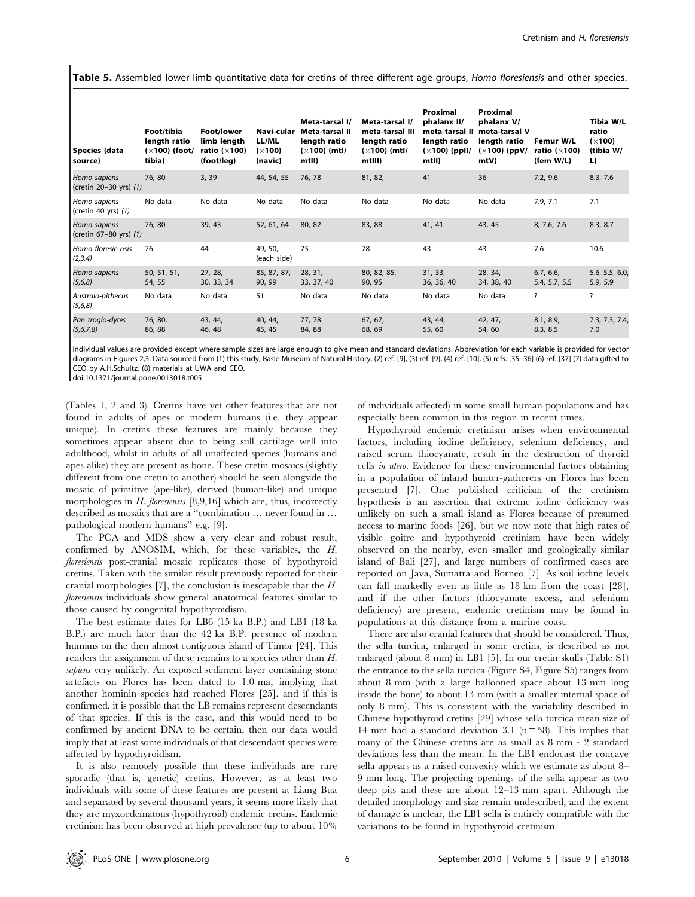**Table 5.** Assembled lower limb quantitative data for cretins of three different age groups, *Homo floresiensis* and other species.

| Species (data source) | Foot/tibia length ratio (×100) (foot/tibia) | Foot/lower limb length ratio (×100) (foot/leg) | Navi-cular LL/ML (×100) (navic) | Meta-tarsal I/ Meta-tarsal II length ratio (×100) (mtI/mtII) | Meta-tarsal I/ meta-tarsal III length ratio (×100) (mtI/mtIII) | Proximal phalanx II/ meta-tarsal II length ratio (×100) (ppII/mtII) | Proximal phalanx V/ meta-tarsal V length ratio (×100) (ppV/mtV) | Femur W/L ratio (×100) (fem W/L) | Tibia W/L ratio (×100) (tibia W/L) |
|---|---|---|---|---|---|---|---|---|---|
| *Homo sapiens* (cretin 20–30 yrs) *(1)* | 76, 80 | 3, 39 | 44, 54, 55 | 76, 78 | 81, 82, | 41 | 36 | 7.2, 9.6 | 8.3, 7.6 |
| *Homo sapiens* (cretin 40 yrs) *(1)* | No data | No data | No data | No data | No data | No data | No data | 7.9, 7.1 | 7.1 |
| *Homo sapiens* (cretin 67–80 yrs) *(1)* | 76, 80 | 39, 43 | 52, 61, 64 | 80, 82 | 83, 88 | 41, 41 | 43, 45 | 8, 7.6, 7.6 | 8.3, 8.7 |
| *Homo floresie-nsis (2,3,4)* | 76 | 44 | 49, 50, (each side) | 75 | 78 | 43 | 43 | 7.6 | 10.6 |
| *Homo sapiens (5,6,8)* | 50, 51, 51, 54, 55 | 27, 28, 30, 33, 34 | 85, 87, 87, 90, 99 | 28, 31, 33, 37, 40 | 80, 82, 85, 90, 95 | 31, 33, 36, 36, 40 | 28, 34, 34, 38, 40 | 6.7, 6.6, 5.4, 5.7, 5.5 | 5.6, 5.5, 6.0, 5.9, 5.9 |
| *Australo-pithecus (5,6,8)* | No data | No data | 51 | No data | No data | No data | No data | ? | ? |
| *Pan troglo-dytes (5,6,7,8)* | 76, 80, 86, 88 | 43, 44, 46, 48 | 40, 44, 45, 45 | 77, 78. 84, 88 | 67, 67, 68, 69 | 43, 44, 55, 60 | 42, 47, 54, 60 | 8.1, 8.9, 8.3, 8.5 | 7.3, 7.3, 7.4, 7.0 |

Individual values are provided except where sample sizes are large enough to give mean and standard deviations. Abbreviation for each variable is provided for vector diagrams in Figures 2,3. Data sourced from (1) this study, Basle Museum of Natural History, (2) ref. [9], (3) ref. [9], (4) ref. [10], (5) refs. [35–36] (6) ref. [37] (7) data gifted to CEO by A.H.Schultz, (8) materials at UWA and CEO.
doi:10.1371/journal.pone.0013018.t005

(Tables 1, 2 and 3). Cretins have yet other features that are not found in adults of apes or modern humans (i.e. they appear unique). In cretins these features are mainly because they sometimes appear absent due to being still cartilage well into adulthood, whilst in adults of all unaffected species (humans and apes alike) they are present as bone. These cretin mosaics (slightly different from one cretin to another) should be seen alongside the mosaic of primitive (ape-like), derived (human-like) and unique morphologies in *H. floresiensis* [8,9,16] which are, thus, incorrectly described as mosaics that are a "combination … never found in … pathological modern humans" e.g. [9].

The PCA and MDS show a very clear and robust result, confirmed by ANOSIM, which, for these variables, the *H. floresiensis* post-cranial mosaic replicates those of hypothyroid cretins. Taken with the similar result previously reported for their cranial morphologies [7], the conclusion is inescapable that the *H. floresiensis* individuals show general anatomical features similar to those caused by congenital hypothyroidism.

The best estimate dates for LB6 (15 ka B.P.) and LB1 (18 ka B.P.) are much later than the 42 ka B.P. presence of modern humans on the then almost contiguous island of Timor [24]. This renders the assignment of these remains to a species other than *H. sapiens* very unlikely. An exposed sediment layer containing stone artefacts on Flores has been dated to 1.0 ma, implying that another hominin species had reached Flores [25], and if this is confirmed, it is possible that the LB remains represent descendants of that species. If this is the case, and this would need to be confirmed by ancient DNA to be certain, then our data would imply that at least some individuals of that descendant species were affected by hypothyroidism.

It is also remotely possible that these individuals are rare sporadic (that is, genetic) cretins. However, as at least two individuals with some of these features are present at Liang Bua and separated by several thousand years, it seems more likely that they are myxoedematous (hypothyroid) endemic cretins. Endemic cretinism has been observed at high prevalence (up to about 10% of individuals affected) in some small human populations and has especially been common in this region in recent times.

Hypothyroid endemic cretinism arises when environmental factors, including iodine deficiency, selenium deficiency, and raised serum thiocyanate, result in the destruction of thyroid cells *in utero*. Evidence for these environmental factors obtaining in a population of inland hunter-gatherers on Flores has been presented [7]. One published criticism of the cretinism hypothesis is an assertion that extreme iodine deficiency was unlikely on such a small island as Flores because of presumed access to marine foods [26], but we now note that high rates of visible goitre and hypothyroid cretinism have been widely observed on the nearby, even smaller and geologically similar island of Bali [27], and large numbers of confirmed cases are reported on Java, Sumatra and Borneo [7]. As soil iodine levels can fall markedly even as little as 18 km from the coast [28], and if the other factors (thiocyanate excess, and selenium deficiency) are present, endemic cretinism may be found in populations at this distance from a marine coast.

There are also cranial features that should be considered. Thus, the sella turcica, enlarged in some cretins, is described as not enlarged (about 8 mm) in LB1 [5]. In our cretin skulls (Table S1) the entrance to the sella turcica (Figure S4, Figure S5) ranges from about 8 mm (with a large ballooned space about 13 mm long inside the bone) to about 13 mm (with a smaller internal space of only 8 mm). This is consistent with the variability described in Chinese hypothyroid cretins [29] whose sella turcica mean size of 14 mm had a standard deviation 3.1 ($n = 58$). This implies that many of the Chinese cretins are as small as 8 mm - 2 standard deviations less than the mean. In the LB1 endocast the concave sella appears as a raised convexity which we estimate as about 8–9 mm long. The projecting openings of the sella appear as two deep pits and these are about 12–13 mm apart. Although the detailed morphology and size remain undescribed, and the extent of damage is unclear, the LB1 sella is entirely compatible with the variations to be found in hypothyroid cretinism.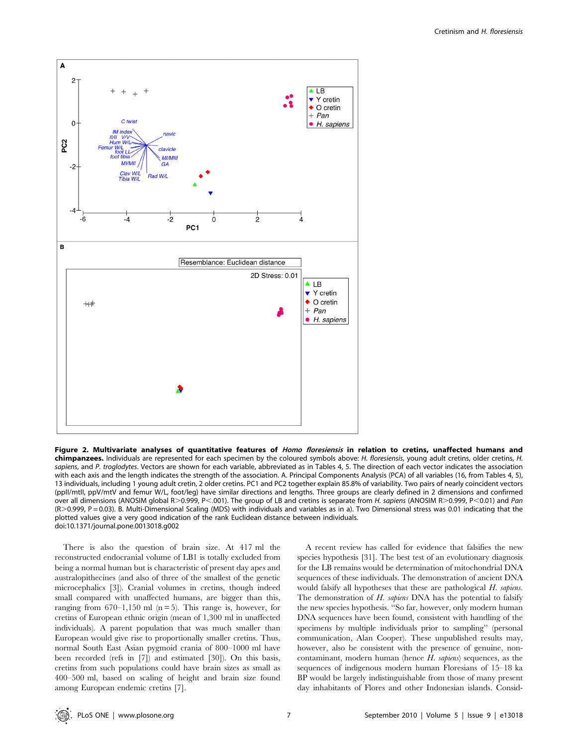**Figure 2. Multivariate analyses of quantitative features of *Homo floresiensis* in relation to cretins, unaffected humans and chimpanzees.** Individuals are represented for each specimen by the coloured symbols above: *H. floresiensis*, young adult cretins, older cretins, *H. sapiens*, and *P. troglodytes*. Vectors are shown for each variable, abbreviated as in Tables 4, 5. The direction of each vector indicates the association with each axis and the length indicates the strength of the association. A. Principal Components Analysis (PCA) of all variables (16, from Tables 4, 5), 13 individuals, including 1 young adult cretin, 2 older cretins. PC1 and PC2 together explain 85.8% of variability. Two pairs of nearly coincident vectors (ppII/mtII, ppV/mtV and femur W/L, foot/leg) have similar directions and lengths. Three groups are clearly defined in 2 dimensions and confirmed over all dimensions (ANOSIM global $R>0.999$, $P<.001$). The group of LB and cretins is separate from *H. sapiens* (ANOSIM $R>0.999$, $P<0.01$) and *Pan* ($R>0.999$, $P=0.03$). B. Multi-Dimensional Scaling (MDS) with individuals and variables as in a). Two Dimensional stress was 0.01 indicating that the plotted values give a very good indication of the rank Euclidean distance between individuals.
doi:10.1371/journal.pone.0013018.g002

There is also the question of brain size. At 417 ml the reconstructed endocranial volume of LB1 is totally excluded from being a normal human but is characteristic of present day apes and australopithecines (and also of three of the smallest of the genetic microcephalics [3]). Cranial volumes in cretins, though indeed small compared with unaffected humans, are bigger than this, ranging from 670–1,150 ml (n = 5). This range is, however, for cretins of European ethnic origin (mean of 1,300 ml in unaffected individuals). A parent population that was much smaller than European would give rise to proportionally smaller cretins. Thus, normal South East Asian pygmoid crania of 800–1000 ml have been recorded (refs in [7]) and estimated [30]). On this basis, cretins from such populations could have brain sizes as small as 400–500 ml, based on scaling of height and brain size found among European endemic cretins [7].

A recent review has called for evidence that falsifies the new species hypothesis [31]. The best test of an evolutionary diagnosis for the LB remains would be determination of mitochondrial DNA sequences of these individuals. The demonstration of ancient DNA would falsify all hypotheses that these are pathological *H. sapiens*. The demonstration of *H. sapiens* DNA has the potential to falsify the new species hypothesis. "So far, however, only modern human DNA sequences have been found, consistent with handling of the specimens by multiple individuals prior to sampling" (personal communication, Alan Cooper). These unpublished results may, however, also be consistent with the presence of genuine, non-contaminant, modern human (hence *H. sapiens*) sequences, as the sequences of indigenous modern human Floresians of 15–18 ka BP would be largely indistinguishable from those of many present day inhabitants of Flores and other Indonesian islands. Consid-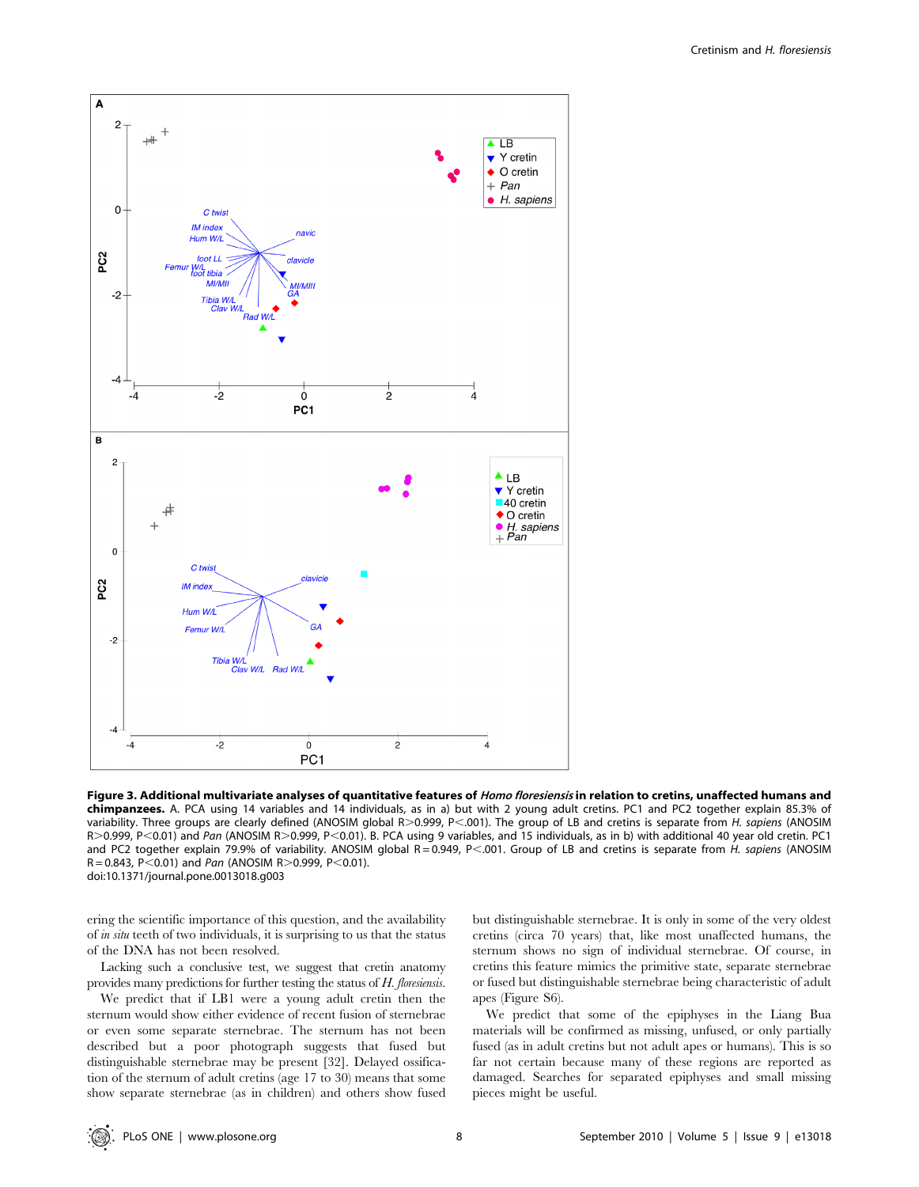**Figure 3. Additional multivariate analyses of quantitative features of *Homo floresiensis* in relation to cretins, unaffected humans and chimpanzees.** A. PCA using 14 variables and 14 individuals, as in a) but with 2 young adult cretins. PC1 and PC2 together explain 85.3% of variability. Three groups are clearly defined (ANOSIM global R>0.999, P<.001). The group of LB and cretins is separate from *H. sapiens* (ANOSIM R>0.999, P<0.01) and *Pan* (ANOSIM R>0.999, P<0.01). B. PCA using 9 variables, and 15 individuals, as in b) with additional 40 year old cretin. PC1 and PC2 together explain 79.9% of variability. ANOSIM global R = 0.949, P<.001. Group of LB and cretins is separate from *H. sapiens* (ANOSIM R = 0.843, P<0.01) and *Pan* (ANOSIM R>0.999, P<0.01).
doi:10.1371/journal.pone.0013018.g003

ering the scientific importance of this question, and the availability of *in situ* teeth of two individuals, it is surprising to us that the status of the DNA has not been resolved.

Lacking such a conclusive test, we suggest that cretin anatomy provides many predictions for further testing the status of *H. floresiensis*.

We predict that if LB1 were a young adult cretin then the sternum would show either evidence of recent fusion of sternebrae or even some separate sternebrae. The sternum has not been described but a poor photograph suggests that fused but distinguishable sternebrae may be present [32]. Delayed ossification of the sternum of adult cretins (age 17 to 30) means that some show separate sternebrae (as in children) and others show fused but distinguishable sternebrae. It is only in some of the very oldest cretins (circa 70 years) that, like most unaffected humans, the sternum shows no sign of individual sternebrae. Of course, in cretins this feature mimics the primitive state, separate sternebrae or fused but distinguishable sternebrae being characteristic of adult apes (Figure S6).

We predict that some of the epiphyses in the Liang Bua materials will be confirmed as missing, unfused, or only partially fused (as in adult cretins but not adult apes or humans). This is so far not certain because many of these regions are reported as damaged. Searches for separated epiphyses and small missing pieces might be useful.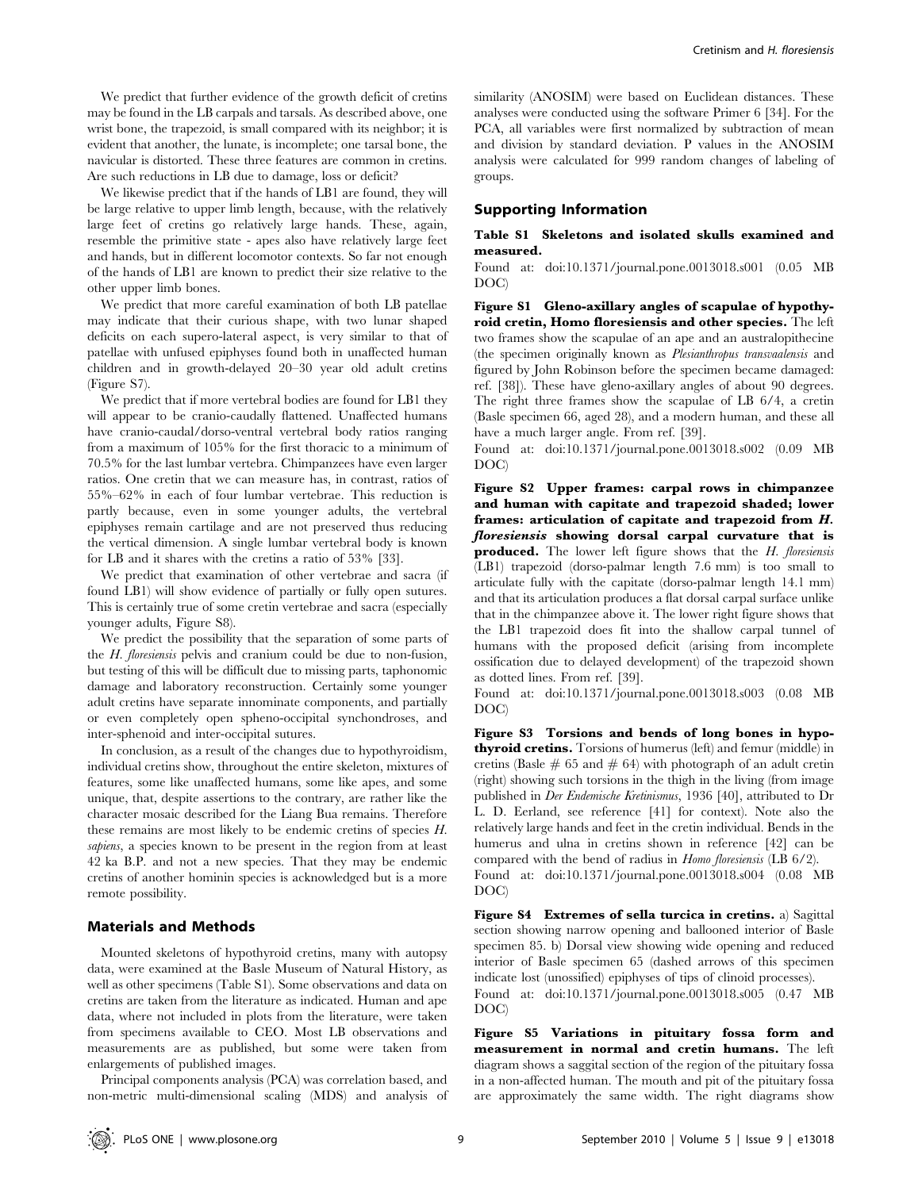We predict that further evidence of the growth deficit of cretins may be found in the LB carpals and tarsals. As described above, one wrist bone, the trapezoid, is small compared with its neighbor; it is evident that another, the lunate, is incomplete; one tarsal bone, the navicular is distorted. These three features are common in cretins. Are such reductions in LB due to damage, loss or deficit?

We likewise predict that if the hands of LB1 are found, they will be large relative to upper limb length, because, with the relatively large feet of cretins go relatively large hands. These, again, resemble the primitive state - apes also have relatively large feet and hands, but in different locomotor contexts. So far not enough of the hands of LB1 are known to predict their size relative to the other upper limb bones.

We predict that more careful examination of both LB patellae may indicate that their curious shape, with two lunar shaped deficits on each supero-lateral aspect, is very similar to that of patellae with unfused epiphyses found both in unaffected human children and in growth-delayed 20–30 year old adult cretins (Figure S7).

We predict that if more vertebral bodies are found for LB1 they will appear to be cranio-caudally flattened. Unaffected humans have cranio-caudal/dorso-ventral vertebral body ratios ranging from a maximum of 105% for the first thoracic to a minimum of 70.5% for the last lumbar vertebra. Chimpanzees have even larger ratios. One cretin that we can measure has, in contrast, ratios of 55%–62% in each of four lumbar vertebrae. This reduction is partly because, even in some younger adults, the vertebral epiphyses remain cartilage and are not preserved thus reducing the vertical dimension. A single lumbar vertebral body is known for LB and it shares with the cretins a ratio of 53% [33].

We predict that examination of other vertebrae and sacra (if found LB1) will show evidence of partially or fully open sutures. This is certainly true of some cretin vertebrae and sacra (especially younger adults, Figure S8).

We predict the possibility that the separation of some parts of the *H. floresiensis* pelvis and cranium could be due to non-fusion, but testing of this will be difficult due to missing parts, taphonomic damage and laboratory reconstruction. Certainly some younger adult cretins have separate innominate components, and partially or even completely open spheno-occipital synchondroses, and inter-sphenoid and inter-occipital sutures.

In conclusion, as a result of the changes due to hypothyroidism, individual cretins show, throughout the entire skeleton, mixtures of features, some like unaffected humans, some like apes, and some unique, that, despite assertions to the contrary, are rather like the character mosaic described for the Liang Bua remains. Therefore these remains are most likely to be endemic cretins of species *H. sapiens*, a species known to be present in the region from at least 42 ka B.P. and not a new species. That they may be endemic cretins of another hominin species is acknowledged but is a more remote possibility.

## Materials and Methods

Mounted skeletons of hypothyroid cretins, many with autopsy data, were examined at the Basle Museum of Natural History, as well as other specimens (Table S1). Some observations and data on cretins are taken from the literature as indicated. Human and ape data, where not included in plots from the literature, were taken from specimens available to CEO. Most LB observations and measurements are as published, but some were taken from enlargements of published images.

Principal components analysis (PCA) was correlation based, and non-metric multi-dimensional scaling (MDS) and analysis of similarity (ANOSIM) were based on Euclidean distances. These analyses were conducted using the software Primer 6 [34]. For the PCA, all variables were first normalized by subtraction of mean and division by standard deviation. P values in the ANOSIM analysis were calculated for 999 random changes of labeling of groups.

## Supporting Information

**Table S1 Skeletons and isolated skulls examined and measured.**

Found at: doi:10.1371/journal.pone.0013018.s001 (0.05 MB DOC)

**Figure S1 Gleno-axillary angles of scapulae of hypothyroid cretin, Homo floresiensis and other species.** The left two frames show the scapulae of an ape and an australopithecine (the specimen originally known as *Plesianthropus transvaalensis* and figured by John Robinson before the specimen became damaged: ref. [38]). These have gleno-axillary angles of about 90 degrees. The right three frames show the scapulae of LB 6/4, a cretin (Basle specimen 66, aged 28), and a modern human, and these all have a much larger angle. From ref. [39].

Found at: doi:10.1371/journal.pone.0013018.s002 (0.09 MB DOC)

**Figure S2 Upper frames: carpal rows in chimpanzee and human with capitate and trapezoid shaded; lower frames: articulation of capitate and trapezoid from *H. floresiensis* showing dorsal carpal curvature that is produced.** The lower left figure shows that the *H. floresiensis* (LB1) trapezoid (dorso-palmar length 7.6 mm) is too small to articulate fully with the capitate (dorso-palmar length 14.1 mm) and that its articulation produces a flat dorsal carpal surface unlike that in the chimpanzee above it. The lower right figure shows that the LB1 trapezoid does fit into the shallow carpal tunnel of humans with the proposed deficit (arising from incomplete ossification due to delayed development) of the trapezoid shown as dotted lines. From ref. [39].

Found at: doi:10.1371/journal.pone.0013018.s003 (0.08 MB DOC)

**Figure S3 Torsions and bends of long bones in hypothyroid cretins.** Torsions of humerus (left) and femur (middle) in cretins (Basle # 65 and # 64) with photograph of an adult cretin (right) showing such torsions in the thigh in the living (from image published in *Der Endemische Kretinismus*, 1936 [40], attributed to Dr L. D. Eerland, see reference [41] for context). Note also the relatively large hands and feet in the cretin individual. Bends in the humerus and ulna in cretins shown in reference [42] can be compared with the bend of radius in *Homo floresiensis* (LB 6/2).

Found at: doi:10.1371/journal.pone.0013018.s004 (0.08 MB DOC)

**Figure S4 Extremes of sella turcica in cretins.** a) Sagittal section showing narrow opening and ballooned interior of Basle specimen 85. b) Dorsal view showing wide opening and reduced interior of Basle specimen 65 (dashed arrows of this specimen indicate lost (unossified) epiphyses of tips of clinoid processes).

Found at: doi:10.1371/journal.pone.0013018.s005 (0.47 MB DOC)

**Figure S5 Variations in pituitary fossa form and measurement in normal and cretin humans.** The left diagram shows a saggital section of the region of the pituitary fossa in a non-affected human. The mouth and pit of the pituitary fossa are approximately the same width. The right diagrams show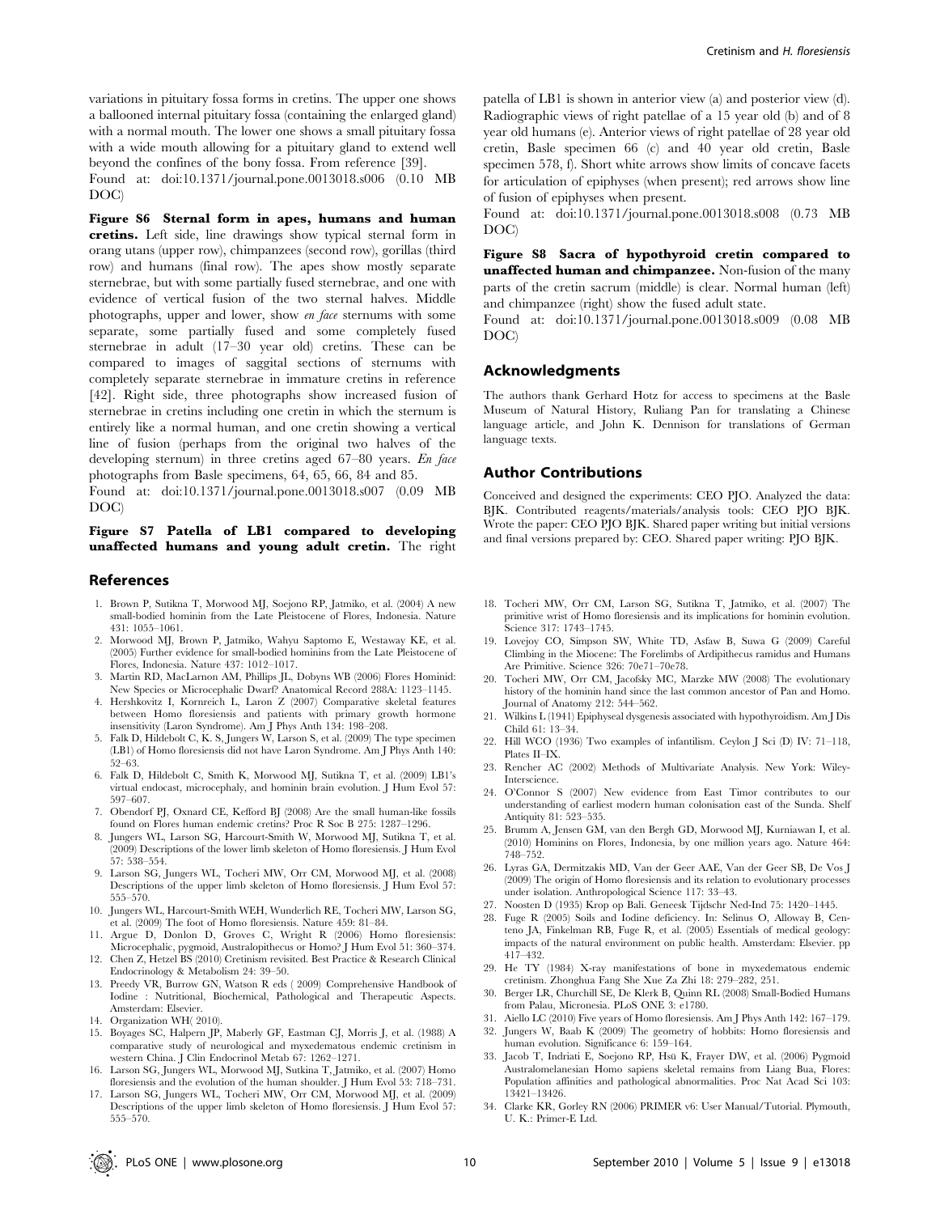variations in pituitary fossa forms in cretins. The upper one shows a ballooned internal pituitary fossa (containing the enlarged gland) with a normal mouth. The lower one shows a small pituitary fossa with a wide mouth allowing for a pituitary gland to extend well beyond the confines of the bony fossa. From reference [39].

Found at: doi:10.1371/journal.pone.0013018.s006 (0.10 MB DOC)

**Figure S6 Sternal form in apes, humans and human cretins.** Left side, line drawings show typical sternal form in orang utans (upper row), chimpanzees (second row), gorillas (third row) and humans (final row). The apes show mostly separate sternebrae, but with some partially fused sternebrae, and one with evidence of vertical fusion of the two sternal halves. Middle photographs, upper and lower, show *en face* sternums with some separate, some partially fused and some completely fused sternebrae in adult (17–30 year old) cretins. These can be compared to images of saggital sections of sternums with completely separate sternebrae in immature cretins in reference [42]. Right side, three photographs show increased fusion of sternebrae in cretins including one cretin in which the sternum is entirely like a normal human, and one cretin showing a vertical line of fusion (perhaps from the original two halves of the developing sternum) in three cretins aged 67–80 years. *En face* photographs from Basle specimens, 64, 65, 66, 84 and 85.

Found at: doi:10.1371/journal.pone.0013018.s007 (0.09 MB DOC)

**Figure S7 Patella of LB1 compared to developing unaffected humans and young adult cretin.** The right patella of LB1 is shown in anterior view (a) and posterior view (d). Radiographic views of right patellae of a 15 year old (b) and of 8 year old humans (e). Anterior views of right patellae of 28 year old cretin, Basle specimen 66 (c) and 40 year old cretin, Basle specimen 578, f). Short white arrows show limits of concave facets for articulation of epiphyses (when present); red arrows show line of fusion of epiphyses when present.

Found at: doi:10.1371/journal.pone.0013018.s008 (0.73 MB DOC)

**Figure S8 Sacra of hypothyroid cretin compared to unaffected human and chimpanzee.** Non-fusion of the many parts of the cretin sacrum (middle) is clear. Normal human (left) and chimpanzee (right) show the fused adult state.

Found at: doi:10.1371/journal.pone.0013018.s009 (0.08 MB DOC)

## Acknowledgments

The authors thank Gerhard Hotz for access to specimens at the Basle Museum of Natural History, Ruliang Pan for translating a Chinese language article, and John K. Dennison for translations of German language texts.

## Author Contributions

Conceived and designed the experiments: CEO PJO. Analyzed the data: BJK. Contributed reagents/materials/analysis tools: CEO PJO BJK. Wrote the paper: CEO PJO BJK. Shared paper writing but initial versions and final versions prepared by: CEO. Shared paper writing: PJO BJK.

## References

1. Brown P, Sutikna T, Morwood MJ, Soejono RP, Jatmiko, et al. (2004) A new small-bodied hominin from the Late Pleistocene of Flores, Indonesia. Nature 431: 1055–1061.
2. Morwood MJ, Brown P, Jatmiko, Wahyu Saptomo E, Westaway KE, et al. (2005) Further evidence for small-bodied hominins from the Late Pleistocene of Flores, Indonesia. Nature 437: 1012–1017.
3. Martin RD, MacLarnon AM, Phillips JL, Dobyns WB (2006) Flores Hominid: New Species or Microcephalic Dwarf? Anatomical Record 288A: 1123–1145.
4. Hershkovitz I, Kornreich L, Laron Z (2007) Comparative skeletal features between Homo floresiensis and patients with primary growth hormone insensitivity (Laron Syndrome). Am J Phys Anth 134: 198–208.
5. Falk D, Hildebolt C, K. S, Jungers W, Larson S, et al. (2009) The type specimen (LB1) of Homo floresiensis did not have Laron Syndrome. Am J Phys Anth 140: 52–63.
6. Falk D, Hildebolt C, Smith K, Morwood MJ, Sutikna T, et al. (2009) LB1's virtual endocast, microcephaly, and hominin brain evolution. J Hum Evol 57: 597–607.
7. Obendorf PJ, Oxnard CE, Kefford BJ (2008) Are the small human-like fossils found on Flores human endemic cretins? Proc R Soc B 275: 1287–1296.
8. Jungers WL, Larson SG, Harcourt-Smith W, Morwood MJ, Sutikna T, et al. (2009) Descriptions of the lower limb skeleton of Homo floresiensis. J Hum Evol 57: 538–554.
9. Larson SG, Jungers WL, Tocheri MW, Orr CM, Morwood MJ, et al. (2008) Descriptions of the upper limb skeleton of Homo floresiensis. J Hum Evol 57: 555–570.
10. Jungers WL, Harcourt-Smith WEH, Wunderlich RE, Tocheri MW, Larson SG, et al. (2009) The foot of Homo floresiensis. Nature 459: 81–84.
11. Argue D, Donlon D, Groves C, Wright R (2006) Homo floresiensis: Microcephalic, pygmoid, Australopithecus or Homo? J Hum Evol 51: 360–374.
12. Chen Z, Hetzel BS (2010) Cretinism revisited. Best Practice & Research Clinical Endocrinology & Metabolism 24: 39–50.
13. Preedy VR, Burrow GN, Watson R eds ( 2009) Comprehensive Handbook of Iodine : Nutritional, Biochemical, Pathological and Therapeutic Aspects. Amsterdam: Elsevier.
14. Organization WH( 2010).
15. Boyages SC, Halpern JP, Maberly GF, Eastman CJ, Morris J, et al. (1988) A comparative study of neurological and myxedematous endemic cretinism in western China. J Clin Endocrinol Metab 67: 1262–1271.
16. Larson SG, Jungers WL, Morwood MJ, Sutikna T, Jatmiko, et al. (2007) Homo floresiensis and the evolution of the human shoulder. J Hum Evol 53: 718–731.
17. Larson SG, Jungers WL, Tocheri MW, Orr CM, Morwood MJ, et al. (2009) Descriptions of the upper limb skeleton of Homo floresiensis. J Hum Evol 57: 555–570.
18. Tocheri MW, Orr CM, Larson SG, Sutikna T, Jatmiko, et al. (2007) The primitive wrist of Homo floresiensis and its implications for hominin evolution. Science 317: 1743–1745.
19. Lovejoy CO, Simpson SW, White TD, Asfaw B, Suwa G (2009) Careful Climbing in the Miocene: The Forelimbs of Ardipithecus ramidus and Humans Are Primitive. Science 326: 70e71–70e78.
20. Tocheri MW, Orr CM, Jacofsky MC, Marzke MW (2008) The evolutionary history of the hominin hand since the last common ancestor of Pan and Homo. Journal of Anatomy 212: 544–562.
21. Wilkins L (1941) Epiphyseal dysgenesis associated with hypothyroidism. Am J Dis Child 61: 13–34.
22. Hill WCO (1936) Two examples of infantilism. Ceylon J Sci (D) IV: 71–118, Plates II–IX.
23. Rencher AC (2002) Methods of Multivariate Analysis. New York: Wiley-Interscience.
24. O'Connor S (2007) New evidence from East Timor contributes to our understanding of earliest modern human colonisation east of the Sunda. Shelf Antiquity 81: 523–535.
25. Brumm A, Jensen GM, van den Bergh GD, Morwood MJ, Kurniawan I, et al. (2010) Hominins on Flores, Indonesia, by one million years ago. Nature 464: 748–752.
26. Lyras GA, Dermitzakis MD, Van der Geer AAE, Van der Geer SB, De Vos J (2009) The origin of Homo floresiensis and its relation to evolutionary processes under isolation. Anthropological Science 117: 33–43.
27. Noosten D (1935) Krop op Bali. Geneesk Tijdschr Ned-Ind 75: 1420–1445.
28. Fuge R (2005) Soils and Iodine deficiency. In: Selinus O, Alloway B, Centeno JA, Finkelman RB, Fuge R, et al. (2005) Essentials of medical geology: impacts of the natural environment on public health. Amsterdam: Elsevier. pp 417–432.
29. He TY (1984) X-ray manifestations of bone in myxedematous endemic cretinism. Zhonghua Fang She Xue Za Zhi 18: 279–282, 251.
30. Berger LR, Churchill SE, De Klerk B, Quinn RL (2008) Small-Bodied Humans from Palau, Micronesia. PLoS ONE 3: e1780.
31. Aiello LC (2010) Five years of Homo floresiensis. Am J Phys Anth 142: 167–179.
32. Jungers W, Baab K (2009) The geometry of hobbits: Homo floresiensis and human evolution. Significance 6: 159–164.
33. Jacob T, Indriati E, Soejono RP, Hsü K, Frayer DW, et al. (2006) Pygmoid Australomelanesian Homo sapiens skeletal remains from Liang Bua, Flores: Population affinities and pathological abnormalities. Proc Nat Acad Sci 103: 13421–13426.
34. Clarke KR, Gorley RN (2006) PRIMER v6: User Manual/Tutorial. Plymouth, U. K.: Primer-E Ltd.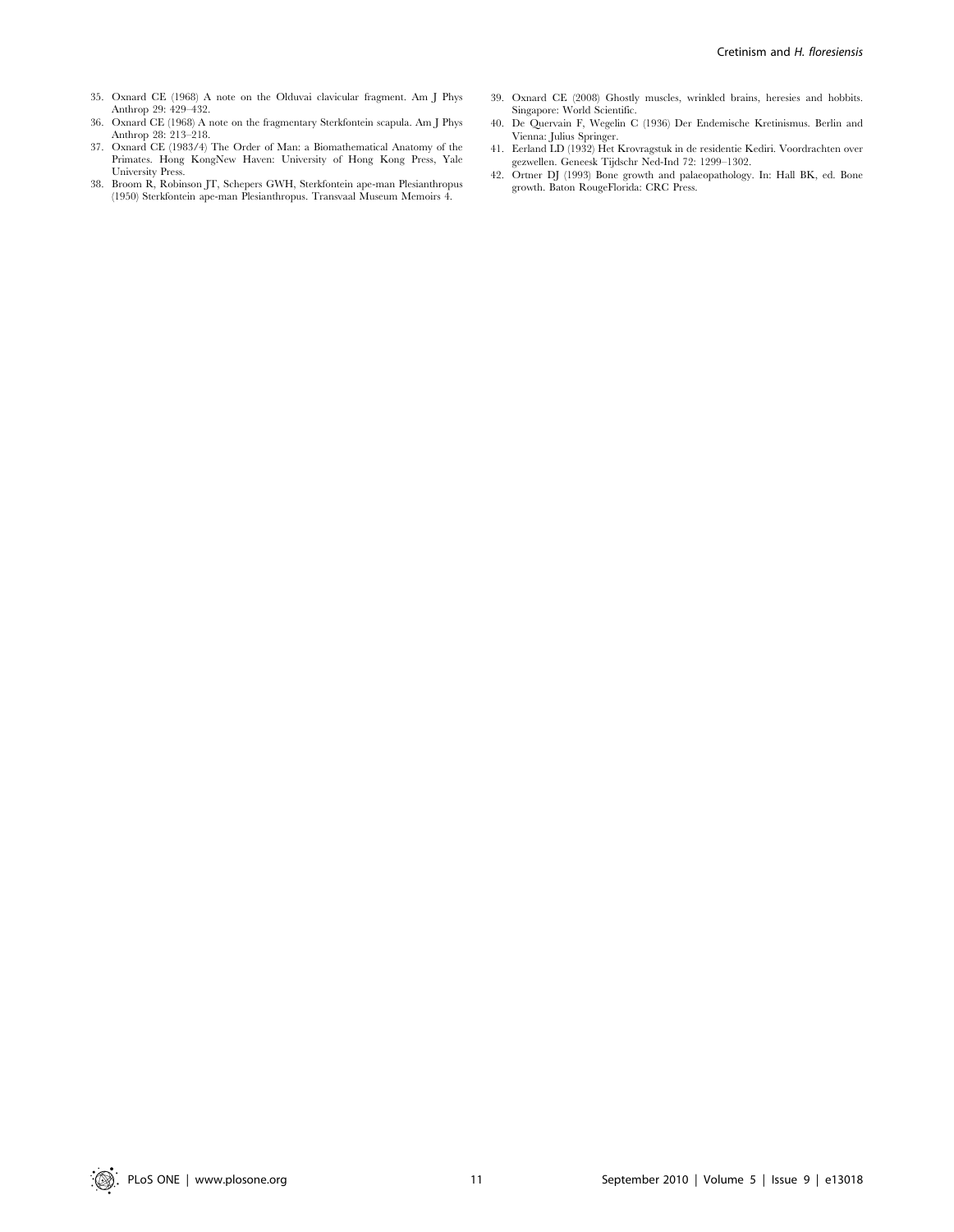35. Oxnard CE (1968) A note on the Olduvai clavicular fragment. Am J Phys Anthrop 29: 429–432.
36. Oxnard CE (1968) A note on the fragmentary Sterkfontein scapula. Am J Phys Anthrop 28: 213–218.
37. Oxnard CE (1983/4) The Order of Man: a Biomathematical Anatomy of the Primates. Hong KongNew Haven: University of Hong Kong Press, Yale University Press.
38. Broom R, Robinson JT, Schepers GWH, Sterkfontein ape-man Plesianthropus (1950) Sterkfontein ape-man Plesianthropus. Transvaal Museum Memoirs 4.
39. Oxnard CE (2008) Ghostly muscles, wrinkled brains, heresies and hobbits. Singapore: World Scientific.
40. De Quervain F, Wegelin C (1936) Der Endemische Kretinismus. Berlin and Vienna: Julius Springer.
41. Eerland LD (1932) Het Krovragstuk in de residentie Kediri. Voordrachten over gezwellen. Geneesk Tijdschr Ned-Ind 72: 1299–1302.
42. Ortner DJ (1993) Bone growth and palaeopathology. In: Hall BK, ed. Bone growth. Baton RougeFlorida: CRC Press.